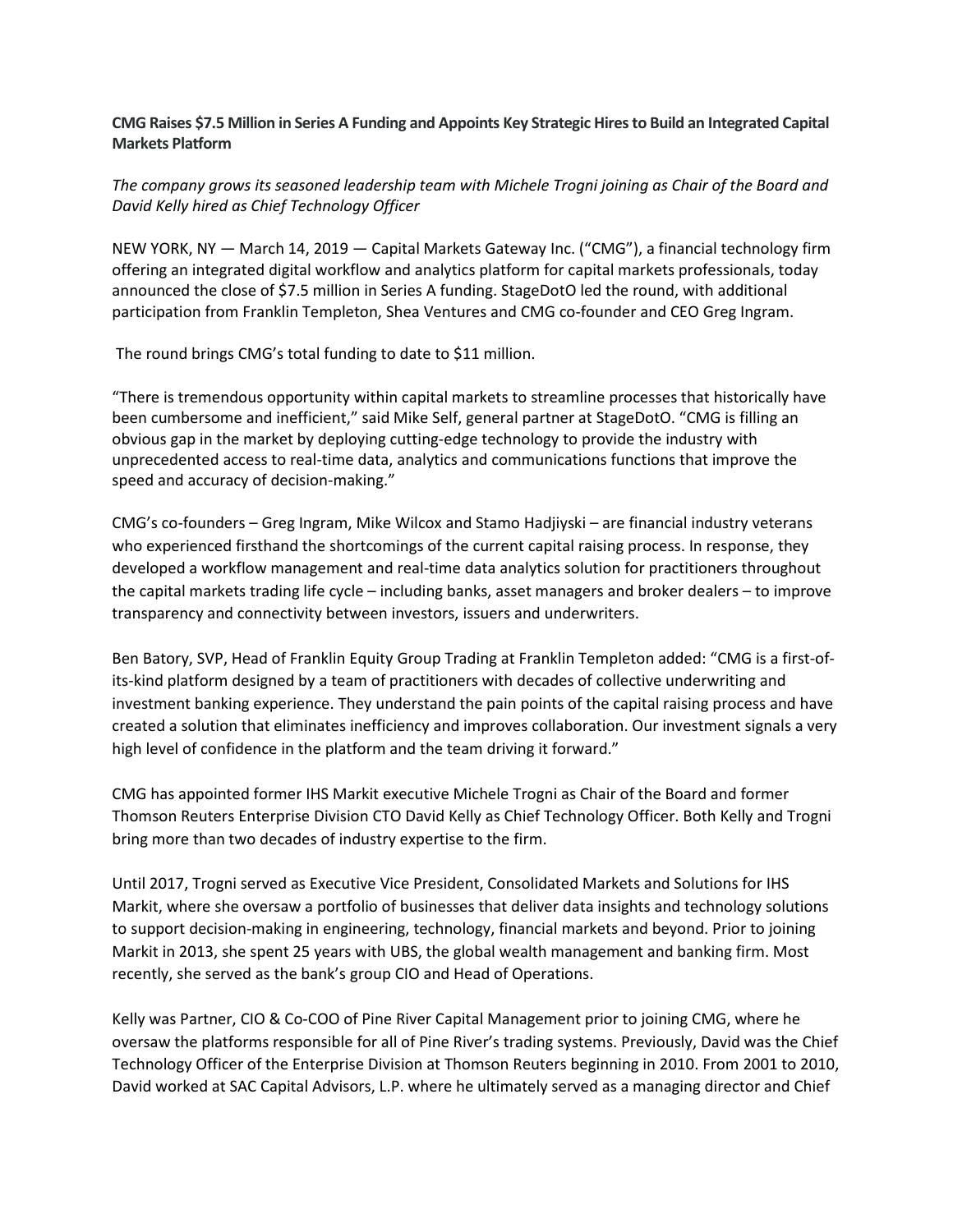**CMG Raises $7.5 Million in Series A Funding and Appoints Key Strategic Hires to Build an Integrated Capital Markets Platform**

*The company grows its seasoned leadership team with Michele Trogni joining as Chair of the Board and David Kelly hired as Chief Technology Officer*

NEW YORK, NY — March 14, 2019 — Capital Markets Gateway Inc. ("CMG"), a financial technology firm offering an integrated digital workflow and analytics platform for capital markets professionals, today announced the close of $7.5 million in Series A funding. StageDotO led the round, with additional participation from Franklin Templeton, Shea Ventures and CMG co-founder and CEO Greg Ingram.

The round brings CMG's total funding to date to $11 million.

"There is tremendous opportunity within capital markets to streamline processes that historically have been cumbersome and inefficient," said Mike Self, general partner at StageDotO. "CMG is filling an obvious gap in the market by deploying cutting-edge technology to provide the industry with unprecedented access to real-time data, analytics and communications functions that improve the speed and accuracy of decision-making."

CMG's co-founders – Greg Ingram, Mike Wilcox and Stamo Hadjiyski – are financial industry veterans who experienced firsthand the shortcomings of the current capital raising process. In response, they developed a workflow management and real-time data analytics solution for practitioners throughout the capital markets trading life cycle – including banks, asset managers and broker dealers – to improve transparency and connectivity between investors, issuers and underwriters.

Ben Batory, SVP, Head of Franklin Equity Group Trading at Franklin Templeton added: "CMG is a first-of-its-kind platform designed by a team of practitioners with decades of collective underwriting and investment banking experience. They understand the pain points of the capital raising process and have created a solution that eliminates inefficiency and improves collaboration. Our investment signals a very high level of confidence in the platform and the team driving it forward."

CMG has appointed former IHS Markit executive Michele Trogni as Chair of the Board and former Thomson Reuters Enterprise Division CTO David Kelly as Chief Technology Officer. Both Kelly and Trogni bring more than two decades of industry expertise to the firm.

Until 2017, Trogni served as Executive Vice President, Consolidated Markets and Solutions for IHS Markit, where she oversaw a portfolio of businesses that deliver data insights and technology solutions to support decision-making in engineering, technology, financial markets and beyond. Prior to joining Markit in 2013, she spent 25 years with UBS, the global wealth management and banking firm. Most recently, she served as the bank's group CIO and Head of Operations.

Kelly was Partner, CIO & Co-COO of Pine River Capital Management prior to joining CMG, where he oversaw the platforms responsible for all of Pine River's trading systems. Previously, David was the Chief Technology Officer of the Enterprise Division at Thomson Reuters beginning in 2010. From 2001 to 2010, David worked at SAC Capital Advisors, L.P. where he ultimately served as a managing director and Chief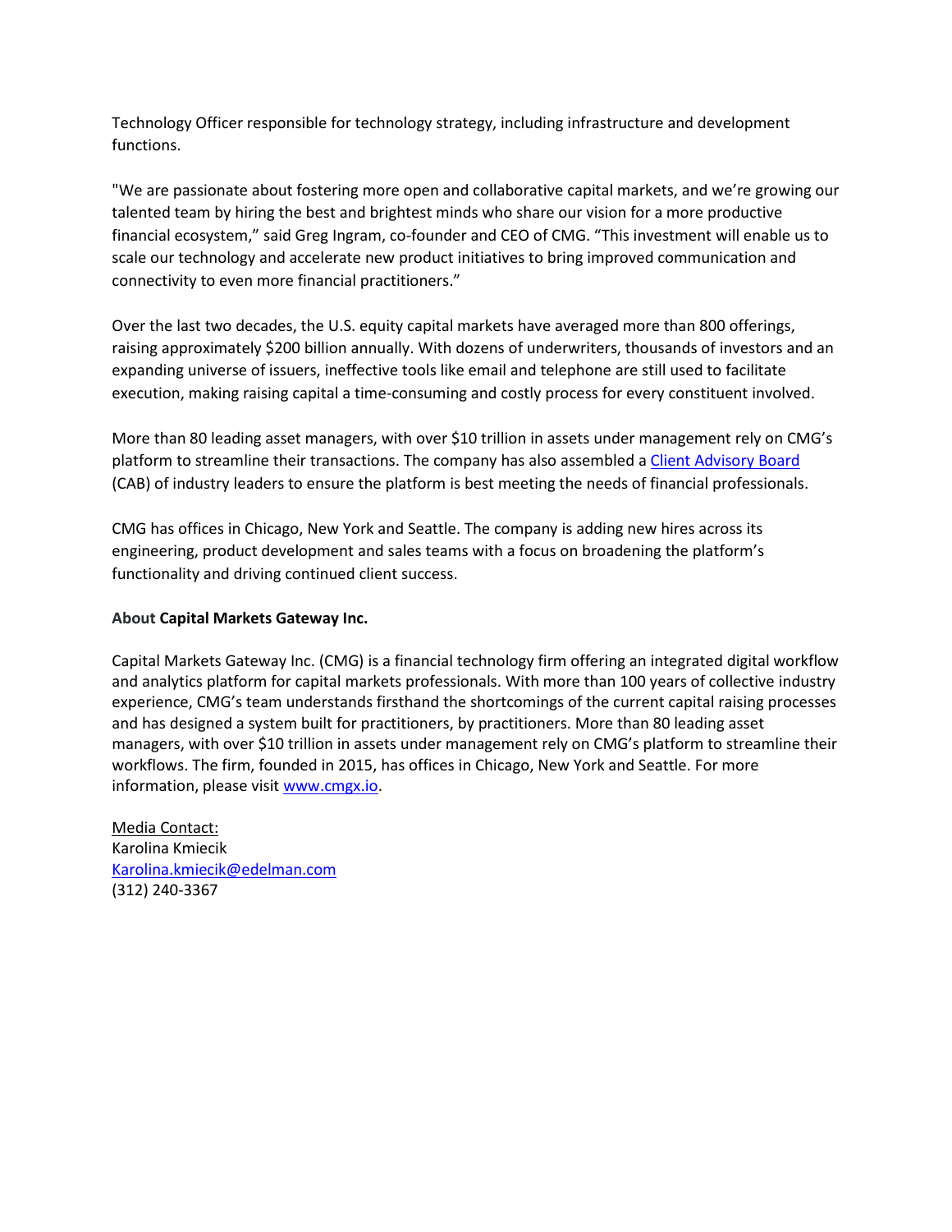Technology Officer responsible for technology strategy, including infrastructure and development functions.

"We are passionate about fostering more open and collaborative capital markets, and we're growing our talented team by hiring the best and brightest minds who share our vision for a more productive financial ecosystem," said Greg Ingram, co-founder and CEO of CMG. "This investment will enable us to scale our technology and accelerate new product initiatives to bring improved communication and connectivity to even more financial practitioners."

Over the last two decades, the U.S. equity capital markets have averaged more than 800 offerings, raising approximately $200 billion annually. With dozens of underwriters, thousands of investors and an expanding universe of issuers, ineffective tools like email and telephone are still used to facilitate execution, making raising capital a time-consuming and costly process for every constituent involved.

More than 80 leading asset managers, with over $10 trillion in assets under management rely on CMG's platform to streamline their transactions. The company has also assembled a Client Advisory Board (CAB) of industry leaders to ensure the platform is best meeting the needs of financial professionals.

CMG has offices in Chicago, New York and Seattle. The company is adding new hires across its engineering, product development and sales teams with a focus on broadening the platform's functionality and driving continued client success.

**About Capital Markets Gateway Inc.**

Capital Markets Gateway Inc. (CMG) is a financial technology firm offering an integrated digital workflow and analytics platform for capital markets professionals. With more than 100 years of collective industry experience, CMG's team understands firsthand the shortcomings of the current capital raising processes and has designed a system built for practitioners, by practitioners. More than 80 leading asset managers, with over $10 trillion in assets under management rely on CMG's platform to streamline their workflows. The firm, founded in 2015, has offices in Chicago, New York and Seattle. For more information, please visit www.cmgx.io.

Media Contact:
Karolina Kmiecik
Karolina.kmiecik@edelman.com
(312) 240-3367